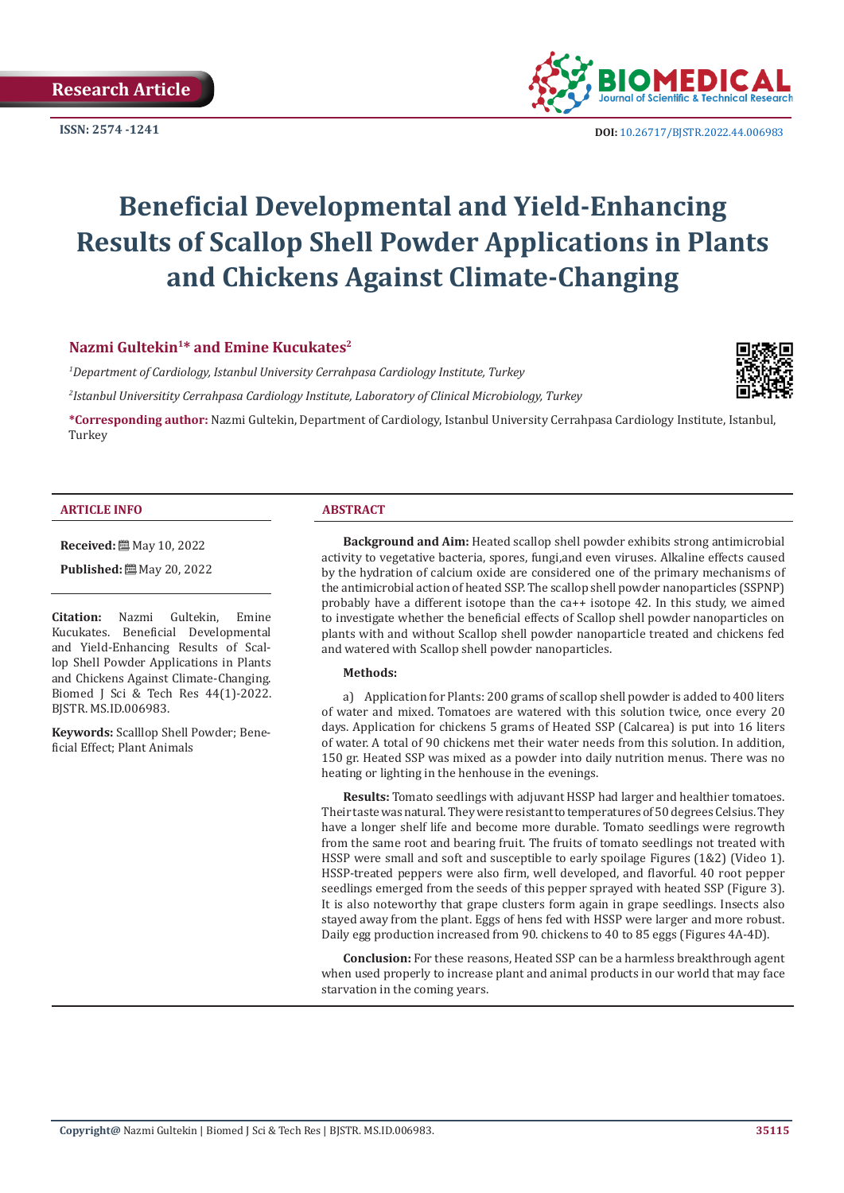Research Article

ISSN: 2574 -1241

DOI: 10.26717/BJSTR.2022.44.006983

# Beneficial Developmental and Yield-Enhancing Results of Scallop Shell Powder Applications in Plants and Chickens Against Climate-Changing

**Nazmi Gultekin[1]* and Emine Kucukates[2]**

*[1]Department of Cardiology, Istanbul University Cerrahpasa Cardiology Institute, Turkey*

*[2]Istanbul Universitity Cerrahpasa Cardiology Institute, Laboratory of Clinical Microbiology, Turkey*

***Corresponding author:** Nazmi Gultekin, Department of Cardiology, Istanbul University Cerrahpasa Cardiology Institute, Istanbul, Turkey

## ARTICLE INFO

**Received:** May 10, 2022

**Published:** May 20, 2022

**Citation:** Nazmi Gultekin, Emine Kucukates. Beneficial Developmental and Yield-Enhancing Results of Scallop Shell Powder Applications in Plants and Chickens Against Climate-Changing. Biomed J Sci & Tech Res 44(1)-2022. BJSTR. MS.ID.006983.

**Keywords:** Scalllop Shell Powder; Beneficial Effect; Plant Animals

## ABSTRACT

**Background and Aim:** Heated scallop shell powder exhibits strong antimicrobial activity to vegetative bacteria, spores, fungi,and even viruses. Alkaline effects caused by the hydration of calcium oxide are considered one of the primary mechanisms of the antimicrobial action of heated SSP. The scallop shell powder nanoparticles (SSPNP) probably have a different isotope than the ca++ isotope 42. In this study, we aimed to investigate whether the beneficial effects of Scallop shell powder nanoparticles on plants with and without Scallop shell powder nanoparticle treated and chickens fed and watered with Scallop shell powder nanoparticles.

**Methods:**

a) Application for Plants: 200 grams of scallop shell powder is added to 400 liters of water and mixed. Tomatoes are watered with this solution twice, once every 20 days. Application for chickens 5 grams of Heated SSP (Calcarea) is put into 16 liters of water. A total of 90 chickens met their water needs from this solution. In addition, 150 gr. Heated SSP was mixed as a powder into daily nutrition menus. There was no heating or lighting in the henhouse in the evenings.

**Results:** Tomato seedlings with adjuvant HSSP had larger and healthier tomatoes. Their taste was natural. They were resistant to temperatures of 50 degrees Celsius. They have a longer shelf life and become more durable. Tomato seedlings were regrowth from the same root and bearing fruit. The fruits of tomato seedlings not treated with HSSP were small and soft and susceptible to early spoilage Figures (1&2) (Video 1). HSSP-treated peppers were also firm, well developed, and flavorful. 40 root pepper seedlings emerged from the seeds of this pepper sprayed with heated SSP (Figure 3). It is also noteworthy that grape clusters form again in grape seedlings. Insects also stayed away from the plant. Eggs of hens fed with HSSP were larger and more robust. Daily egg production increased from 90. chickens to 40 to 85 eggs (Figures 4A-4D).

**Conclusion:** For these reasons, Heated SSP can be a harmless breakthrough agent when used properly to increase plant and animal products in our world that may face starvation in the coming years.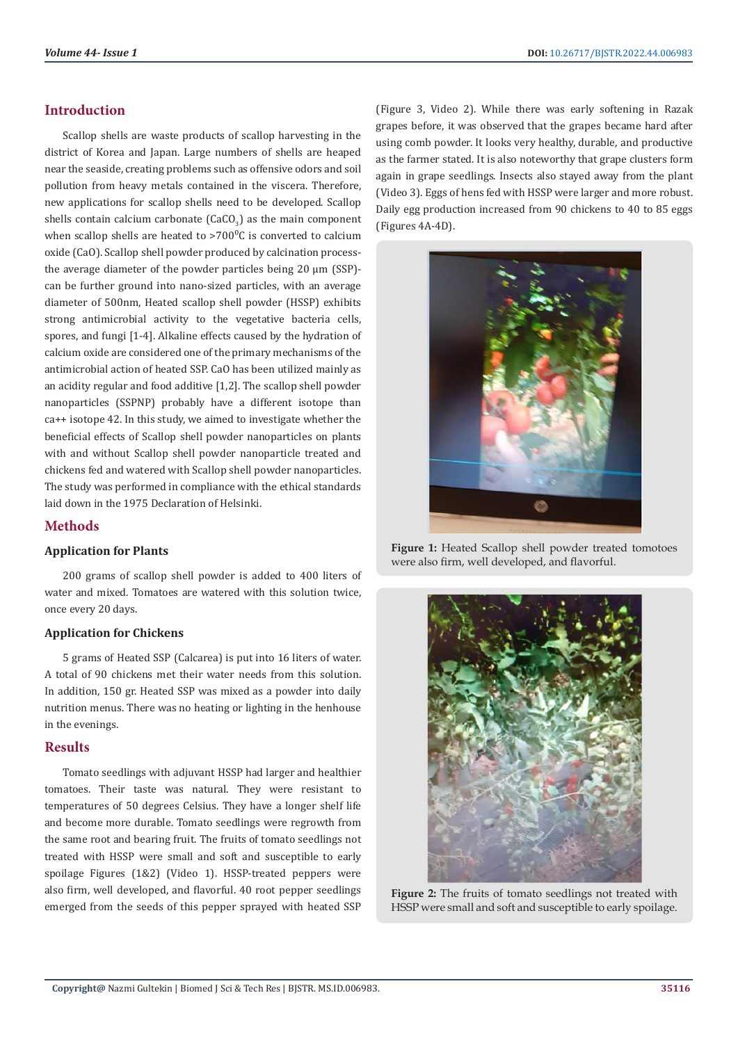## Introduction

Scallop shells are waste products of scallop harvesting in the district of Korea and Japan. Large numbers of shells are heaped near the seaside, creating problems such as offensive odors and soil pollution from heavy metals contained in the viscera. Therefore, new applications for scallop shells need to be developed. Scallop shells contain calcium carbonate ($CaCO_3$) as the main component when scallop shells are heated to >700$^0$C is converted to calcium oxide (CaO). Scallop shell powder produced by calcination process-the average diameter of the powder particles being 20 µm (SSP)-can be further ground into nano-sized particles, with an average diameter of 500nm, Heated scallop shell powder (HSSP) exhibits strong antimicrobial activity to the vegetative bacteria cells, spores, and fungi [1-4]. Alkaline effects caused by the hydration of calcium oxide are considered one of the primary mechanisms of the antimicrobial action of heated SSP. CaO has been utilized mainly as an acidity regular and food additive [1,2]. The scallop shell powder nanoparticles (SSPNP) probably have a different isotope than ca++ isotope 42. In this study, we aimed to investigate whether the beneficial effects of Scallop shell powder nanoparticles on plants with and without Scallop shell powder nanoparticle treated and chickens fed and watered with Scallop shell powder nanoparticles. The study was performed in compliance with the ethical standards laid down in the 1975 Declaration of Helsinki.

## Methods

### Application for Plants

200 grams of scallop shell powder is added to 400 liters of water and mixed. Tomatoes are watered with this solution twice, once every 20 days.

### Application for Chickens

5 grams of Heated SSP (Calcarea) is put into 16 liters of water. A total of 90 chickens met their water needs from this solution. In addition, 150 gr. Heated SSP was mixed as a powder into daily nutrition menus. There was no heating or lighting in the henhouse in the evenings.

## Results

Tomato seedlings with adjuvant HSSP had larger and healthier tomatoes. Their taste was natural. They were resistant to temperatures of 50 degrees Celsius. They have a longer shelf life and become more durable. Tomato seedlings were regrowth from the same root and bearing fruit. The fruits of tomato seedlings not treated with HSSP were small and soft and susceptible to early spoilage Figures (1&2) (Video 1). HSSP-treated peppers were also firm, well developed, and flavorful. 40 root pepper seedlings emerged from the seeds of this pepper sprayed with heated SSP (Figure 3, Video 2). While there was early softening in Razak grapes before, it was observed that the grapes became hard after using comb powder. It looks very healthy, durable, and productive as the farmer stated. It is also noteworthy that grape clusters form again in grape seedlings. Insects also stayed away from the plant (Video 3). Eggs of hens fed with HSSP were larger and more robust. Daily egg production increased from 90 chickens to 40 to 85 eggs (Figures 4A-4D).

**Figure 1:** Heated Scallop shell powder treated tomotoes were also firm, well developed, and flavorful.

**Figure 2:** The fruits of tomato seedlings not treated with HSSP were small and soft and susceptible to early spoilage.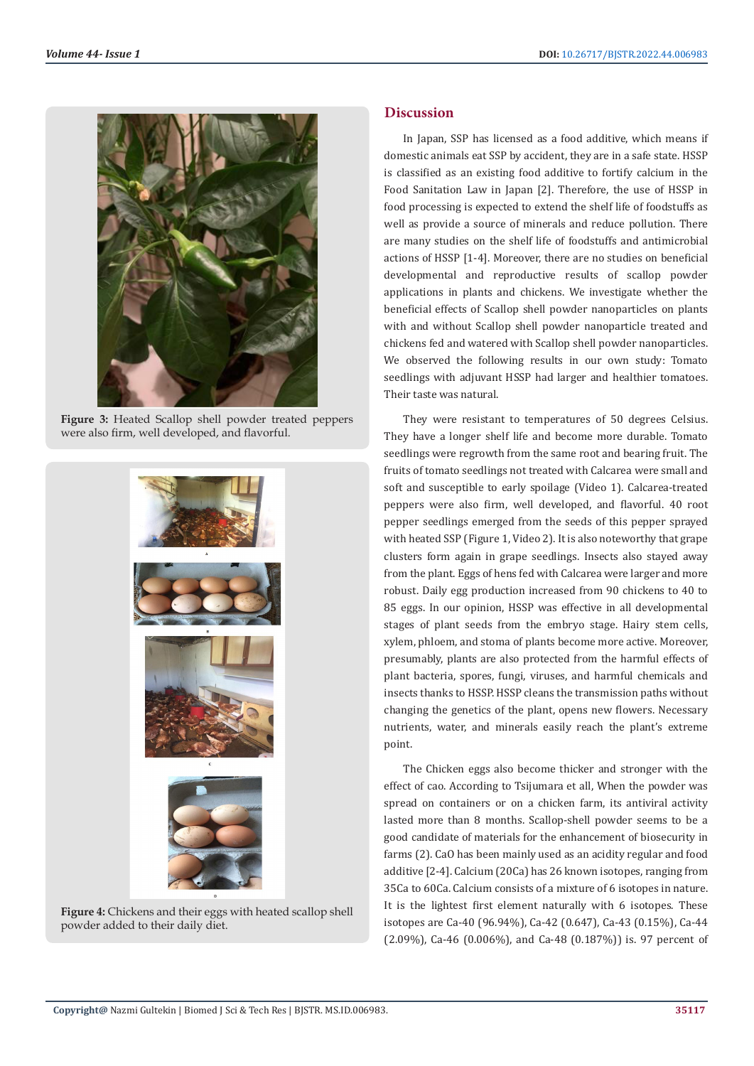Figure 3: Heated Scallop shell powder treated peppers were also firm, well developed, and flavorful.

Figure 4: Chickens and their eggs with heated scallop shell powder added to their daily diet.

## Discussion

In Japan, SSP has licensed as a food additive, which means if domestic animals eat SSP by accident, they are in a safe state. HSSP is classified as an existing food additive to fortify calcium in the Food Sanitation Law in Japan [2]. Therefore, the use of HSSP in food processing is expected to extend the shelf life of foodstuffs as well as provide a source of minerals and reduce pollution. There are many studies on the shelf life of foodstuffs and antimicrobial actions of HSSP [1-4]. Moreover, there are no studies on beneficial developmental and reproductive results of scallop powder applications in plants and chickens. We investigate whether the beneficial effects of Scallop shell powder nanoparticles on plants with and without Scallop shell powder nanoparticle treated and chickens fed and watered with Scallop shell powder nanoparticles. We observed the following results in our own study: Tomato seedlings with adjuvant HSSP had larger and healthier tomatoes. Their taste was natural.

They were resistant to temperatures of 50 degrees Celsius. They have a longer shelf life and become more durable. Tomato seedlings were regrowth from the same root and bearing fruit. The fruits of tomato seedlings not treated with Calcarea were small and soft and susceptible to early spoilage (Video 1). Calcarea-treated peppers were also firm, well developed, and flavorful. 40 root pepper seedlings emerged from the seeds of this pepper sprayed with heated SSP (Figure 1, Video 2). It is also noteworthy that grape clusters form again in grape seedlings. Insects also stayed away from the plant. Eggs of hens fed with Calcarea were larger and more robust. Daily egg production increased from 90 chickens to 40 to 85 eggs. In our opinion, HSSP was effective in all developmental stages of plant seeds from the embryo stage. Hairy stem cells, xylem, phloem, and stoma of plants become more active. Moreover, presumably, plants are also protected from the harmful effects of plant bacteria, spores, fungi, viruses, and harmful chemicals and insects thanks to HSSP. HSSP cleans the transmission paths without changing the genetics of the plant, opens new flowers. Necessary nutrients, water, and minerals easily reach the plant's extreme point.

The Chicken eggs also become thicker and stronger with the effect of cao. According to Tsijumara et all, When the powder was spread on containers or on a chicken farm, its antiviral activity lasted more than 8 months. Scallop-shell powder seems to be a good candidate of materials for the enhancement of biosecurity in farms (2). CaO has been mainly used as an acidity regular and food additive [2-4]. Calcium (20Ca) has 26 known isotopes, ranging from 35Ca to 60Ca. Calcium consists of a mixture of 6 isotopes in nature. It is the lightest first element naturally with 6 isotopes. These isotopes are Ca-40 (96.94%), Ca-42 (0.647), Ca-43 (0.15%), Ca-44 (2.09%), Ca-46 (0.006%), and Ca-48 (0.187%)) is. 97 percent of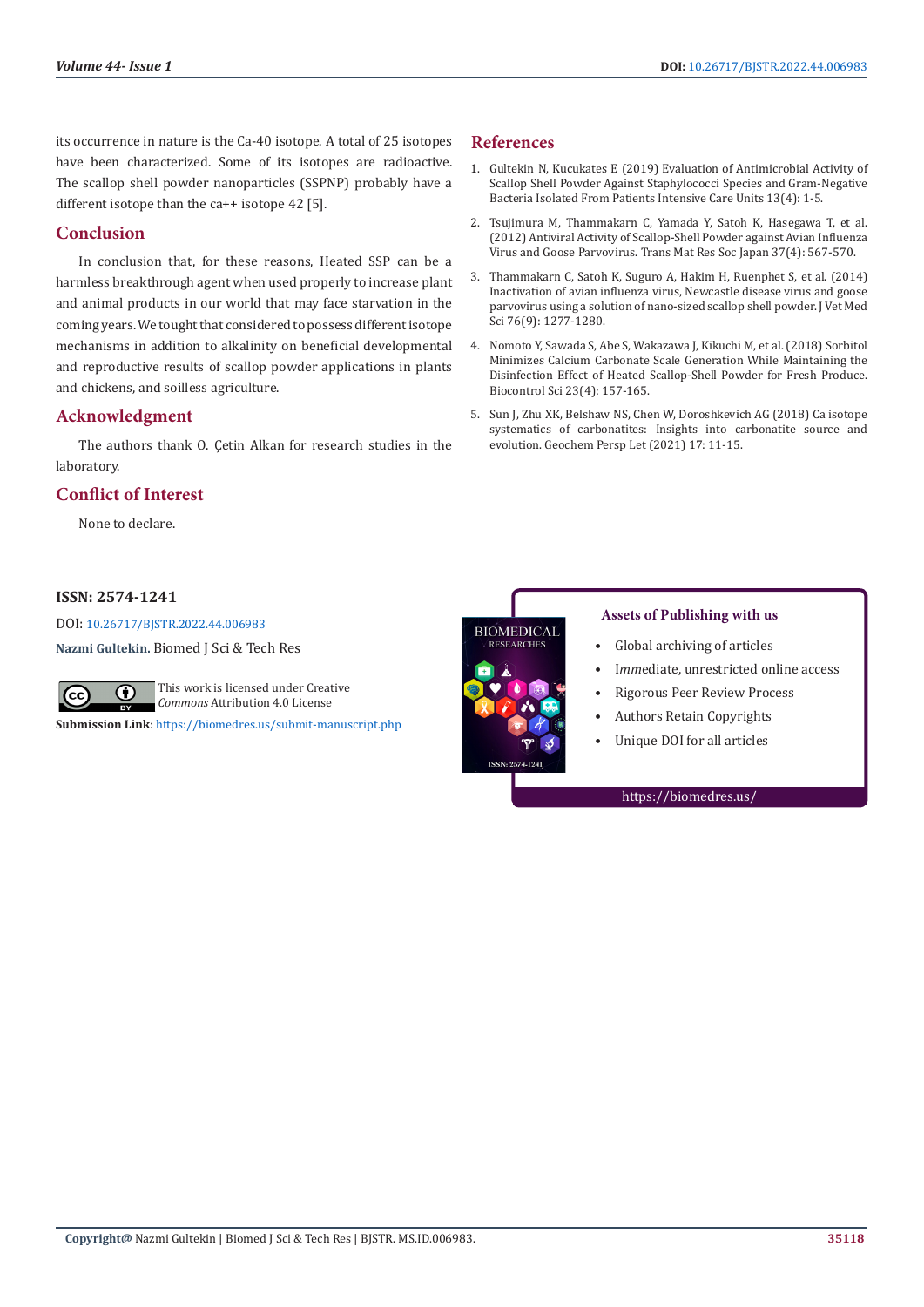its occurrence in nature is the Ca-40 isotope. A total of 25 isotopes have been characterized. Some of its isotopes are radioactive. The scallop shell powder nanoparticles (SSPNP) probably have a different isotope than the ca++ isotope 42 [5].

## Conclusion

In conclusion that, for these reasons, Heated SSP can be a harmless breakthrough agent when used properly to increase plant and animal products in our world that may face starvation in the coming years. We tought that considered to possess different isotope mechanisms in addition to alkalinity on beneficial developmental and reproductive results of scallop powder applications in plants and chickens, and soilless agriculture.

## Acknowledgment

The authors thank O. Çetin Alkan for research studies in the laboratory.

## Conflict of Interest

None to declare.

## References

1. Gultekin N, Kucukates E (2019) Evaluation of Antimicrobial Activity of Scallop Shell Powder Against Staphylococci Species and Gram-Negative Bacteria Isolated From Patients Intensive Care Units 13(4): 1-5.
2. Tsujimura M, Thammakarn C, Yamada Y, Satoh K, Hasegawa T, et al. (2012) Antiviral Activity of Scallop-Shell Powder against Avian Influenza Virus and Goose Parvovirus. Trans Mat Res Soc Japan 37(4): 567-570.
3. Thammakarn C, Satoh K, Suguro A, Hakim H, Ruenphet S, et al. (2014) Inactivation of avian influenza virus, Newcastle disease virus and goose parvovirus using a solution of nano-sized scallop shell powder. J Vet Med Sci 76(9): 1277-1280.
4. Nomoto Y, Sawada S, Abe S, Wakazawa J, Kikuchi M, et al. (2018) Sorbitol Minimizes Calcium Carbonate Scale Generation While Maintaining the Disinfection Effect of Heated Scallop-Shell Powder for Fresh Produce. Biocontrol Sci 23(4): 157-165.
5. Sun J, Zhu XK, Belshaw NS, Chen W, Doroshkevich AG (2018) Ca isotope systematics of carbonatites: Insights into carbonatite source and evolution. Geochem Persp Let (2021) 17: 11-15.

**ISSN: 2574-1241**

DOI: 10.26717/BJSTR.2022.44.006983

**Nazmi Gultekin.** Biomed J Sci & Tech Res

This work is licensed under Creative *Commons* Attribution 4.0 License

**Submission Link**: https://biomedres.us/submit-manuscript.php

**Assets of Publishing with us**

- Global archiving of articles
- Immediate, unrestricted online access
- Rigorous Peer Review Process
- Authors Retain Copyrights
- Unique DOI for all articles

https://biomedres.us/